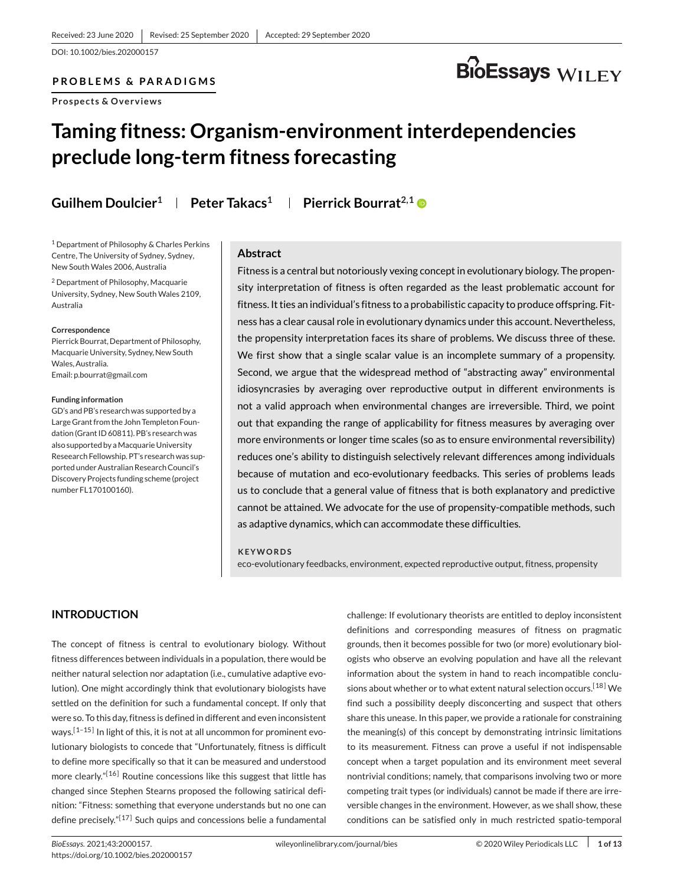Received: 23 June 2020 | Revised: 25 September 2020 | Accepted: 29 September 2020

DOI: 10.1002/bies.202000157

**PROBLEMS & PARADIGMS**

**Prospects & Overviews**

# Taming fitness: Organism-environment interdependencies preclude long-term fitness forecasting

**Guilhem Doulcier**[1] | **Peter Takacs**[1] | **Pierrick Bourrat**[2,1]

[1] Department of Philosophy & Charles Perkins Centre, The University of Sydney, Sydney, New South Wales 2006, Australia

[2] Department of Philosophy, Macquarie University, Sydney, New South Wales 2109, Australia

**Correspondence**
Pierrick Bourrat, Department of Philosophy, Macquarie University, Sydney, New South Wales, Australia.
Email: p.bourrat@gmail.com

**Funding information**
GD's and PB's research was supported by a Large Grant from the John Templeton Foundation (Grant ID 60811). PB's research was also supported by a Macquarie University Reseearch Fellowship. PT's research was supported under Australian Research Council's Discovery Projects funding scheme (project number FL170100160).

## Abstract

Fitness is a central but notoriously vexing concept in evolutionary biology. The propensity interpretation of fitness is often regarded as the least problematic account for fitness. It ties an individual's fitness to a probabilistic capacity to produce offspring. Fitness has a clear causal role in evolutionary dynamics under this account. Nevertheless, the propensity interpretation faces its share of problems. We discuss three of these. We first show that a single scalar value is an incomplete summary of a propensity. Second, we argue that the widespread method of "abstracting away" environmental idiosyncrasies by averaging over reproductive output in different environments is not a valid approach when environmental changes are irreversible. Third, we point out that expanding the range of applicability for fitness measures by averaging over more environments or longer time scales (so as to ensure environmental reversibility) reduces one's ability to distinguish selectively relevant differences among individuals because of mutation and eco-evolutionary feedbacks. This series of problems leads us to conclude that a general value of fitness that is both explanatory and predictive cannot be attained. We advocate for the use of propensity-compatible methods, such as adaptive dynamics, which can accommodate these difficulties.

**KEYWORDS**

eco-evolutionary feedbacks, environment, expected reproductive output, fitness, propensity

## INTRODUCTION

The concept of fitness is central to evolutionary biology. Without fitness differences between individuals in a population, there would be neither natural selection nor adaptation (i.e., cumulative adaptive evolution). One might accordingly think that evolutionary biologists have settled on the definition for such a fundamental concept. If only that were so. To this day, fitness is defined in different and even inconsistent ways.[1–15] In light of this, it is not at all uncommon for prominent evolutionary biologists to concede that "Unfortunately, fitness is difficult to define more specifically so that it can be measured and understood more clearly."[16] Routine concessions like this suggest that little has changed since Stephen Stearns proposed the following satirical definition: "Fitness: something that everyone understands but no one can define precisely."[17] Such quips and concessions belie a fundamental challenge: If evolutionary theorists are entitled to deploy inconsistent definitions and corresponding measures of fitness on pragmatic grounds, then it becomes possible for two (or more) evolutionary biologists who observe an evolving population and have all the relevant information about the system in hand to reach incompatible conclusions about whether or to what extent natural selection occurs.[18] We find such a possibility deeply disconcerting and suspect that others share this unease. In this paper, we provide a rationale for constraining the meaning(s) of this concept by demonstrating intrinsic limitations to its measurement. Fitness can prove a useful if not indispensable concept when a target population and its environment meet several nontrivial conditions; namely, that comparisons involving two or more competing trait types (or individuals) cannot be made if there are irreversible changes in the environment. However, as we shall show, these conditions can be satisfied only in much restricted spatio-temporal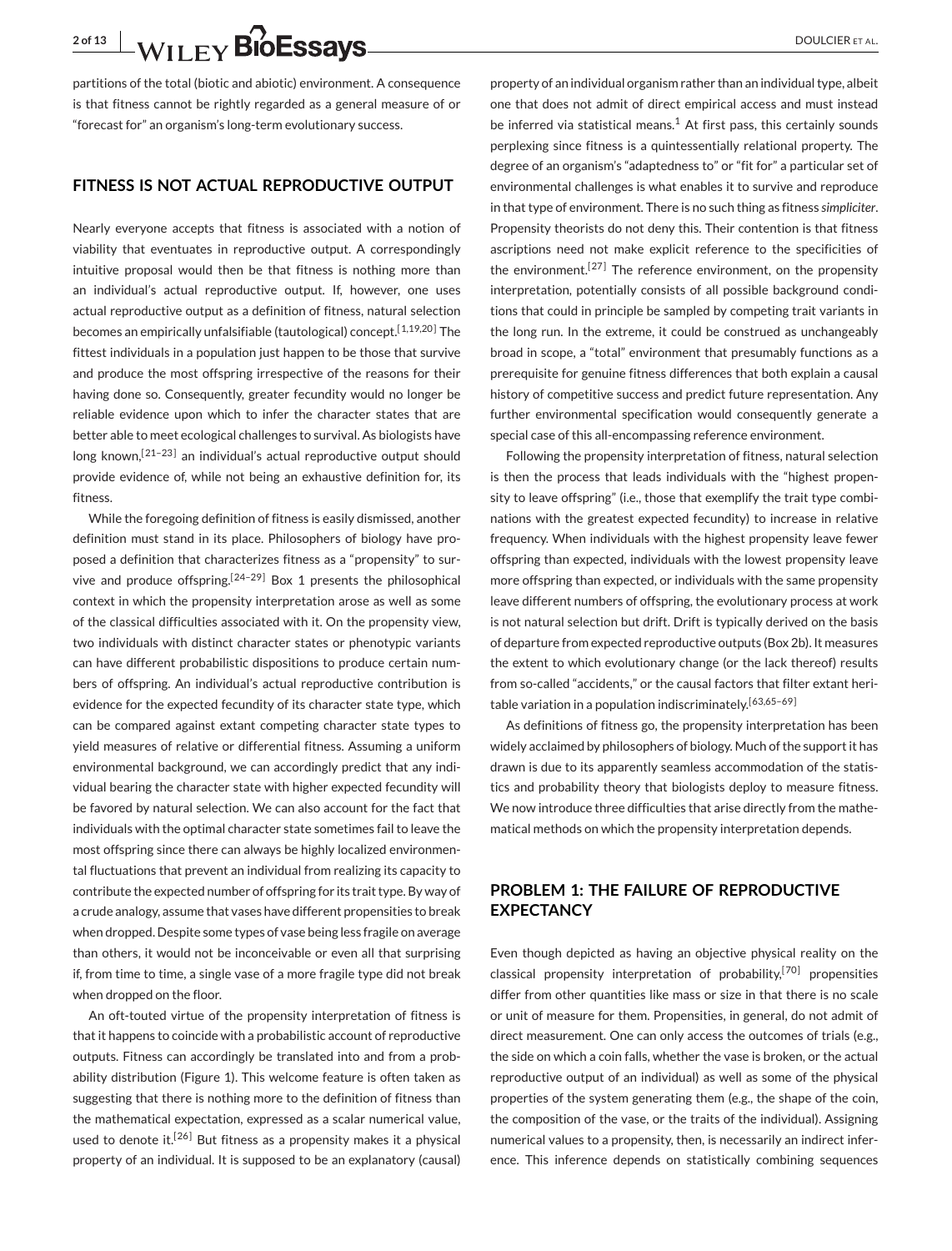partitions of the total (biotic and abiotic) environment. A consequence is that fitness cannot be rightly regarded as a general measure of or "forecast for" an organism's long-term evolutionary success.

## FITNESS IS NOT ACTUAL REPRODUCTIVE OUTPUT

Nearly everyone accepts that fitness is associated with a notion of viability that eventuates in reproductive output. A correspondingly intuitive proposal would then be that fitness is nothing more than an individual's actual reproductive output. If, however, one uses actual reproductive output as a definition of fitness, natural selection becomes an empirically unfalsifiable (tautological) concept.[1,19,20] The fittest individuals in a population just happen to be those that survive and produce the most offspring irrespective of the reasons for their having done so. Consequently, greater fecundity would no longer be reliable evidence upon which to infer the character states that are better able to meet ecological challenges to survival. As biologists have long known,[21–23] an individual's actual reproductive output should provide evidence of, while not being an exhaustive definition for, its fitness.

While the foregoing definition of fitness is easily dismissed, another definition must stand in its place. Philosophers of biology have proposed a definition that characterizes fitness as a "propensity" to survive and produce offspring.[24–29] Box 1 presents the philosophical context in which the propensity interpretation arose as well as some of the classical difficulties associated with it. On the propensity view, two individuals with distinct character states or phenotypic variants can have different probabilistic dispositions to produce certain numbers of offspring. An individual's actual reproductive contribution is evidence for the expected fecundity of its character state type, which can be compared against extant competing character state types to yield measures of relative or differential fitness. Assuming a uniform environmental background, we can accordingly predict that any individual bearing the character state with higher expected fecundity will be favored by natural selection. We can also account for the fact that individuals with the optimal character state sometimes fail to leave the most offspring since there can always be highly localized environmental fluctuations that prevent an individual from realizing its capacity to contribute the expected number of offspring for its trait type. By way of a crude analogy, assume that vases have different propensities to break when dropped. Despite some types of vase being less fragile on average than others, it would not be inconceivable or even all that surprising if, from time to time, a single vase of a more fragile type did not break when dropped on the floor.

An oft-touted virtue of the propensity interpretation of fitness is that it happens to coincide with a probabilistic account of reproductive outputs. Fitness can accordingly be translated into and from a probability distribution (Figure 1). This welcome feature is often taken as suggesting that there is nothing more to the definition of fitness than the mathematical expectation, expressed as a scalar numerical value, used to denote it.[26] But fitness as a propensity makes it a physical property of an individual. It is supposed to be an explanatory (causal) property of an individual organism rather than an individual type, albeit one that does not admit of direct empirical access and must instead be inferred via statistical means.[1] At first pass, this certainly sounds perplexing since fitness is a quintessentially relational property. The degree of an organism's "adaptedness to" or "fit for" a particular set of environmental challenges is what enables it to survive and reproduce in that type of environment. There is no such thing as fitness *simpliciter*. Propensity theorists do not deny this. Their contention is that fitness ascriptions need not make explicit reference to the specificities of the environment.[27] The reference environment, on the propensity interpretation, potentially consists of all possible background conditions that could in principle be sampled by competing trait variants in the long run. In the extreme, it could be construed as unchangeably broad in scope, a "total" environment that presumably functions as a prerequisite for genuine fitness differences that both explain a causal history of competitive success and predict future representation. Any further environmental specification would consequently generate a special case of this all-encompassing reference environment.

Following the propensity interpretation of fitness, natural selection is then the process that leads individuals with the "highest propensity to leave offspring" (i.e., those that exemplify the trait type combinations with the greatest expected fecundity) to increase in relative frequency. When individuals with the highest propensity leave fewer offspring than expected, individuals with the lowest propensity leave more offspring than expected, or individuals with the same propensity leave different numbers of offspring, the evolutionary process at work is not natural selection but drift. Drift is typically derived on the basis of departure from expected reproductive outputs (Box 2b). It measures the extent to which evolutionary change (or the lack thereof) results from so-called "accidents," or the causal factors that filter extant heritable variation in a population indiscriminately.[63,65–69]

As definitions of fitness go, the propensity interpretation has been widely acclaimed by philosophers of biology. Much of the support it has drawn is due to its apparently seamless accommodation of the statistics and probability theory that biologists deploy to measure fitness. We now introduce three difficulties that arise directly from the mathematical methods on which the propensity interpretation depends.

## PROBLEM 1: THE FAILURE OF REPRODUCTIVE EXPECTANCY

Even though depicted as having an objective physical reality on the classical propensity interpretation of probability,[70] propensities differ from other quantities like mass or size in that there is no scale or unit of measure for them. Propensities, in general, do not admit of direct measurement. One can only access the outcomes of trials (e.g., the side on which a coin falls, whether the vase is broken, or the actual reproductive output of an individual) as well as some of the physical properties of the system generating them (e.g., the shape of the coin, the composition of the vase, or the traits of the individual). Assigning numerical values to a propensity, then, is necessarily an indirect inference. This inference depends on statistically combining sequences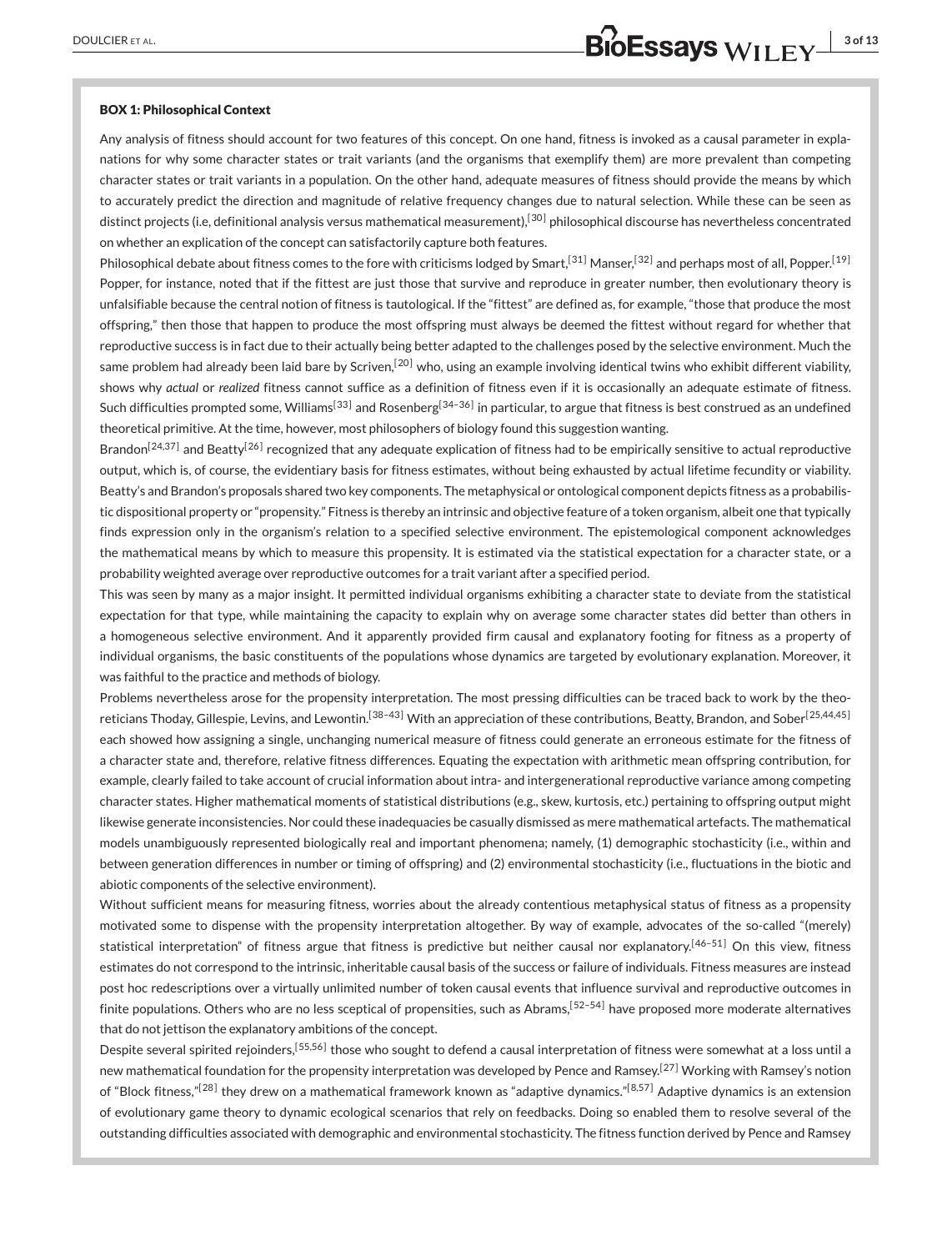**BOX 1: Philosophical Context**

Any analysis of fitness should account for two features of this concept. On one hand, fitness is invoked as a causal parameter in explanations for why some character states or trait variants (and the organisms that exemplify them) are more prevalent than competing character states or trait variants in a population. On the other hand, adequate measures of fitness should provide the means by which to accurately predict the direction and magnitude of relative frequency changes due to natural selection. While these can be seen as distinct projects (i.e, definitional analysis versus mathematical measurement),[30] philosophical discourse has nevertheless concentrated on whether an explication of the concept can satisfactorily capture both features.

Philosophical debate about fitness comes to the fore with criticisms lodged by Smart,[31] Manser,[32] and perhaps most of all, Popper.[19] Popper, for instance, noted that if the fittest are just those that survive and reproduce in greater number, then evolutionary theory is unfalsifiable because the central notion of fitness is tautological. If the "fittest" are defined as, for example, "those that produce the most offspring," then those that happen to produce the most offspring must always be deemed the fittest without regard for whether that reproductive success is in fact due to their actually being better adapted to the challenges posed by the selective environment. Much the same problem had already been laid bare by Scriven,[20] who, using an example involving identical twins who exhibit different viability, shows why *actual* or *realized* fitness cannot suffice as a definition of fitness even if it is occasionally an adequate estimate of fitness. Such difficulties prompted some, Williams[33] and Rosenberg[34–36] in particular, to argue that fitness is best construed as an undefined theoretical primitive. At the time, however, most philosophers of biology found this suggestion wanting.

Brandon[24,37] and Beatty[26] recognized that any adequate explication of fitness had to be empirically sensitive to actual reproductive output, which is, of course, the evidentiary basis for fitness estimates, without being exhausted by actual lifetime fecundity or viability. Beatty's and Brandon's proposals shared two key components. The metaphysical or ontological component depicts fitness as a probabilistic dispositional property or "propensity." Fitness is thereby an intrinsic and objective feature of a token organism, albeit one that typically finds expression only in the organism's relation to a specified selective environment. The epistemological component acknowledges the mathematical means by which to measure this propensity. It is estimated via the statistical expectation for a character state, or a probability weighted average over reproductive outcomes for a trait variant after a specified period.

This was seen by many as a major insight. It permitted individual organisms exhibiting a character state to deviate from the statistical expectation for that type, while maintaining the capacity to explain why on average some character states did better than others in a homogeneous selective environment. And it apparently provided firm causal and explanatory footing for fitness as a property of individual organisms, the basic constituents of the populations whose dynamics are targeted by evolutionary explanation. Moreover, it was faithful to the practice and methods of biology.

Problems nevertheless arose for the propensity interpretation. The most pressing difficulties can be traced back to work by the theoreticians Thoday, Gillespie, Levins, and Lewontin.[38–43] With an appreciation of these contributions, Beatty, Brandon, and Sober[25,44,45] each showed how assigning a single, unchanging numerical measure of fitness could generate an erroneous estimate for the fitness of a character state and, therefore, relative fitness differences. Equating the expectation with arithmetic mean offspring contribution, for example, clearly failed to take account of crucial information about intra- and intergenerational reproductive variance among competing character states. Higher mathematical moments of statistical distributions (e.g., skew, kurtosis, etc.) pertaining to offspring output might likewise generate inconsistencies. Nor could these inadequacies be casually dismissed as mere mathematical artefacts. The mathematical models unambiguously represented biologically real and important phenomena; namely, (1) demographic stochasticity (i.e., within and between generation differences in number or timing of offspring) and (2) environmental stochasticity (i.e., fluctuations in the biotic and abiotic components of the selective environment).

Without sufficient means for measuring fitness, worries about the already contentious metaphysical status of fitness as a propensity motivated some to dispense with the propensity interpretation altogether. By way of example, advocates of the so-called "(merely) statistical interpretation" of fitness argue that fitness is predictive but neither causal nor explanatory.[46–51] On this view, fitness estimates do not correspond to the intrinsic, inheritable causal basis of the success or failure of individuals. Fitness measures are instead post hoc redescriptions over a virtually unlimited number of token causal events that influence survival and reproductive outcomes in finite populations. Others who are no less sceptical of propensities, such as Abrams,[52–54] have proposed more moderate alternatives that do not jettison the explanatory ambitions of the concept.

Despite several spirited rejoinders,[55,56] those who sought to defend a causal interpretation of fitness were somewhat at a loss until a new mathematical foundation for the propensity interpretation was developed by Pence and Ramsey.[27] Working with Ramsey's notion of "Block fitness,"[28] they drew on a mathematical framework known as "adaptive dynamics."[8,57] Adaptive dynamics is an extension of evolutionary game theory to dynamic ecological scenarios that rely on feedbacks. Doing so enabled them to resolve several of the outstanding difficulties associated with demographic and environmental stochasticity. The fitness function derived by Pence and Ramsey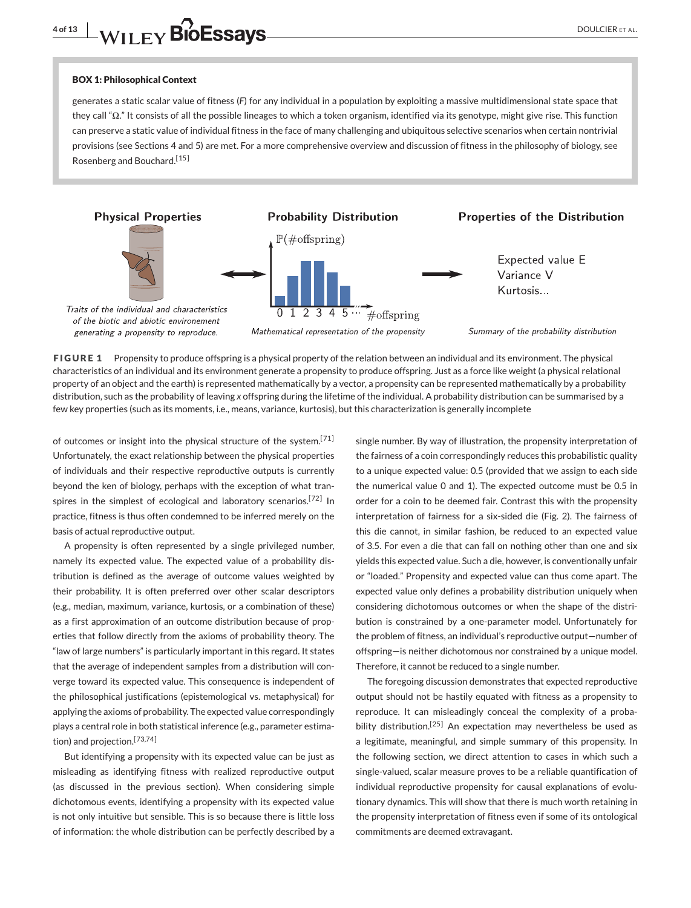**BOX 1: Philosophical Context**

generates a static scalar value of fitness (*F*) for any individual in a population by exploiting a massive multidimensional state space that they call "Ω." It consists of all the possible lineages to which a token organism, identified via its genotype, might give rise. This function can preserve a static value of individual fitness in the face of many challenging and ubiquitous selective scenarios when certain nontrivial provisions (see Sections 4 and 5) are met. For a more comprehensive overview and discussion of fitness in the philosophy of biology, see Rosenberg and Bouchard.[15]

**FIGURE 1** Propensity to produce offspring is a physical property of the relation between an individual and its environment. The physical characteristics of an individual and its environment generate a propensity to produce offspring. Just as a force like weight (a physical relational property of an object and the earth) is represented mathematically by a vector, a propensity can be represented mathematically by a probability distribution, such as the probability of leaving *x* offspring during the lifetime of the individual. A probability distribution can be summarised by a few key properties (such as its moments, i.e., means, variance, kurtosis), but this characterization is generally incomplete

of outcomes or insight into the physical structure of the system.[71] Unfortunately, the exact relationship between the physical properties of individuals and their respective reproductive outputs is currently beyond the ken of biology, perhaps with the exception of what transpires in the simplest of ecological and laboratory scenarios.[72] In practice, fitness is thus often condemned to be inferred merely on the basis of actual reproductive output.

A propensity is often represented by a single privileged number, namely its expected value. The expected value of a probability distribution is defined as the average of outcome values weighted by their probability. It is often preferred over other scalar descriptors (e.g., median, maximum, variance, kurtosis, or a combination of these) as a first approximation of an outcome distribution because of properties that follow directly from the axioms of probability theory. The "law of large numbers" is particularly important in this regard. It states that the average of independent samples from a distribution will converge toward its expected value. This consequence is independent of the philosophical justifications (epistemological vs. metaphysical) for applying the axioms of probability. The expected value correspondingly plays a central role in both statistical inference (e.g., parameter estimation) and projection.[73,74]

But identifying a propensity with its expected value can be just as misleading as identifying fitness with realized reproductive output (as discussed in the previous section). When considering simple dichotomous events, identifying a propensity with its expected value is not only intuitive but sensible. This is so because there is little loss of information: the whole distribution can be perfectly described by a single number. By way of illustration, the propensity interpretation of the fairness of a coin correspondingly reduces this probabilistic quality to a unique expected value: 0.5 (provided that we assign to each side the numerical value 0 and 1). The expected outcome must be 0.5 in order for a coin to be deemed fair. Contrast this with the propensity interpretation of fairness for a six-sided die (Fig. 2). The fairness of this die cannot, in similar fashion, be reduced to an expected value of 3.5. For even a die that can fall on nothing other than one and six yields this expected value. Such a die, however, is conventionally unfair or "loaded." Propensity and expected value can thus come apart. The expected value only defines a probability distribution uniquely when considering dichotomous outcomes or when the shape of the distribution is constrained by a one-parameter model. Unfortunately for the problem of fitness, an individual's reproductive output—number of offspring—is neither dichotomous nor constrained by a unique model. Therefore, it cannot be reduced to a single number.

The foregoing discussion demonstrates that expected reproductive output should not be hastily equated with fitness as a propensity to reproduce. It can misleadingly conceal the complexity of a probability distribution.[25] An expectation may nevertheless be used as a legitimate, meaningful, and simple summary of this propensity. In the following section, we direct attention to cases in which such a single-valued, scalar measure proves to be a reliable quantification of individual reproductive propensity for causal explanations of evolutionary dynamics. This will show that there is much worth retaining in the propensity interpretation of fitness even if some of its ontological commitments are deemed extravagant.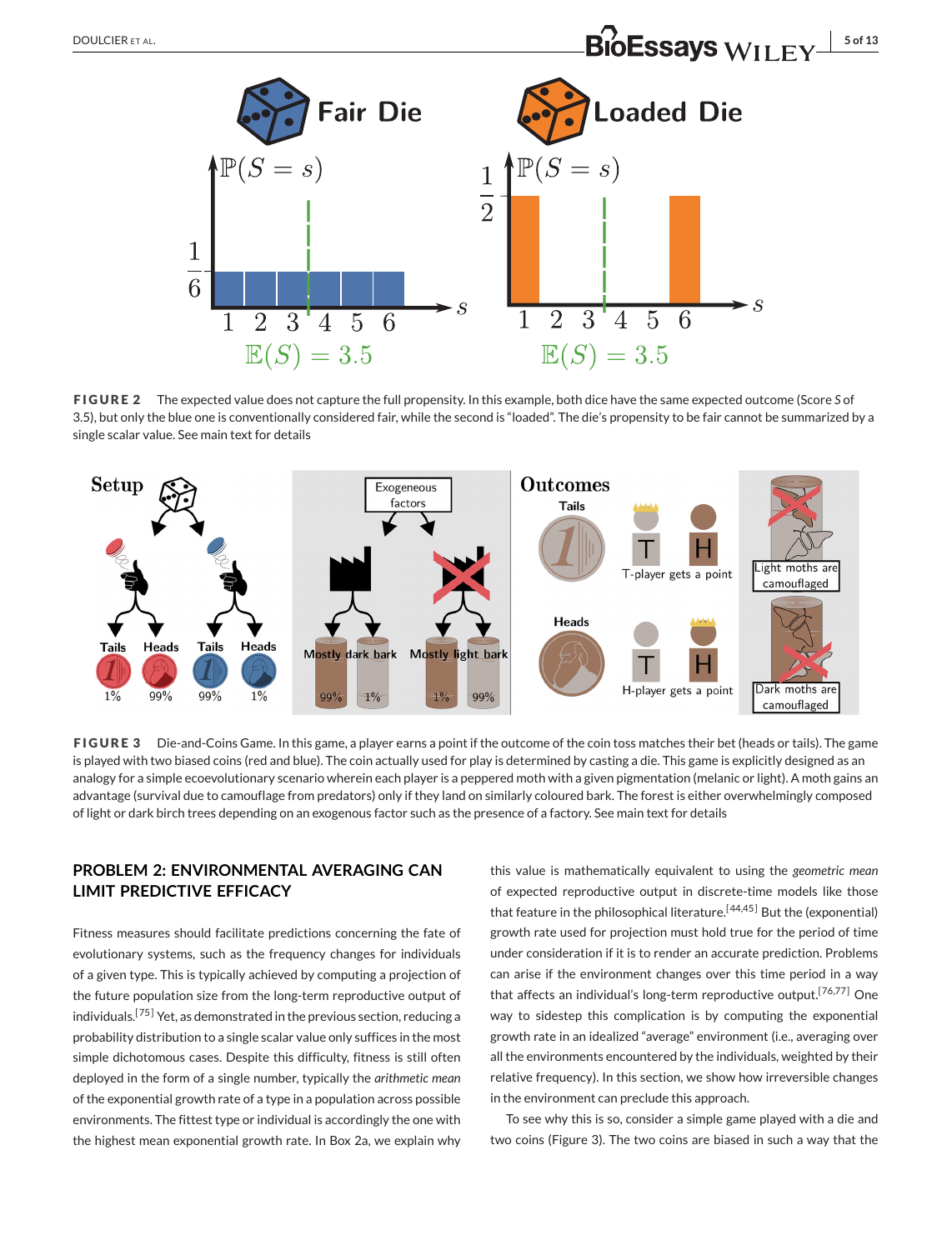**FIGURE 2** The expected value does not capture the full propensity. In this example, both dice have the same expected outcome (Score $S$ of 3.5), but only the blue one is conventionally considered fair, while the second is "loaded". The die's propensity to be fair cannot be summarized by a single scalar value. See main text for details

**FIGURE 3** Die-and-Coins Game. In this game, a player earns a point if the outcome of the coin toss matches their bet (heads or tails). The game is played with two biased coins (red and blue). The coin actually used for play is determined by casting a die. This game is explicitly designed as an analogy for a simple ecoevolutionary scenario wherein each player is a peppered moth with a given pigmentation (melanic or light). A moth gains an advantage (survival due to camouflage from predators) only if they land on similarly coloured bark. The forest is either overwhelmingly composed of light or dark birch trees depending on an exogenous factor such as the presence of a factory. See main text for details

## PROBLEM 2: ENVIRONMENTAL AVERAGING CAN LIMIT PREDICTIVE EFFICACY

Fitness measures should facilitate predictions concerning the fate of evolutionary systems, such as the frequency changes for individuals of a given type. This is typically achieved by computing a projection of the future population size from the long-term reproductive output of individuals.[75] Yet, as demonstrated in the previous section, reducing a probability distribution to a single scalar value only suffices in the most simple dichotomous cases. Despite this difficulty, fitness is still often deployed in the form of a single number, typically the *arithmetic mean* of the exponential growth rate of a type in a population across possible environments. The fittest type or individual is accordingly the one with the highest mean exponential growth rate. In Box 2a, we explain why this value is mathematically equivalent to using the *geometric mean* of expected reproductive output in discrete-time models like those that feature in the philosophical literature.[44,45] But the (exponential) growth rate used for projection must hold true for the period of time under consideration if it is to render an accurate prediction. Problems can arise if the environment changes over this time period in a way that affects an individual's long-term reproductive output.[76,77] One way to sidestep this complication is by computing the exponential growth rate in an idealized "average" environment (i.e., averaging over all the environments encountered by the individuals, weighted by their relative frequency). In this section, we show how irreversible changes in the environment can preclude this approach.

To see why this is so, consider a simple game played with a die and two coins (Figure 3). The two coins are biased in such a way that the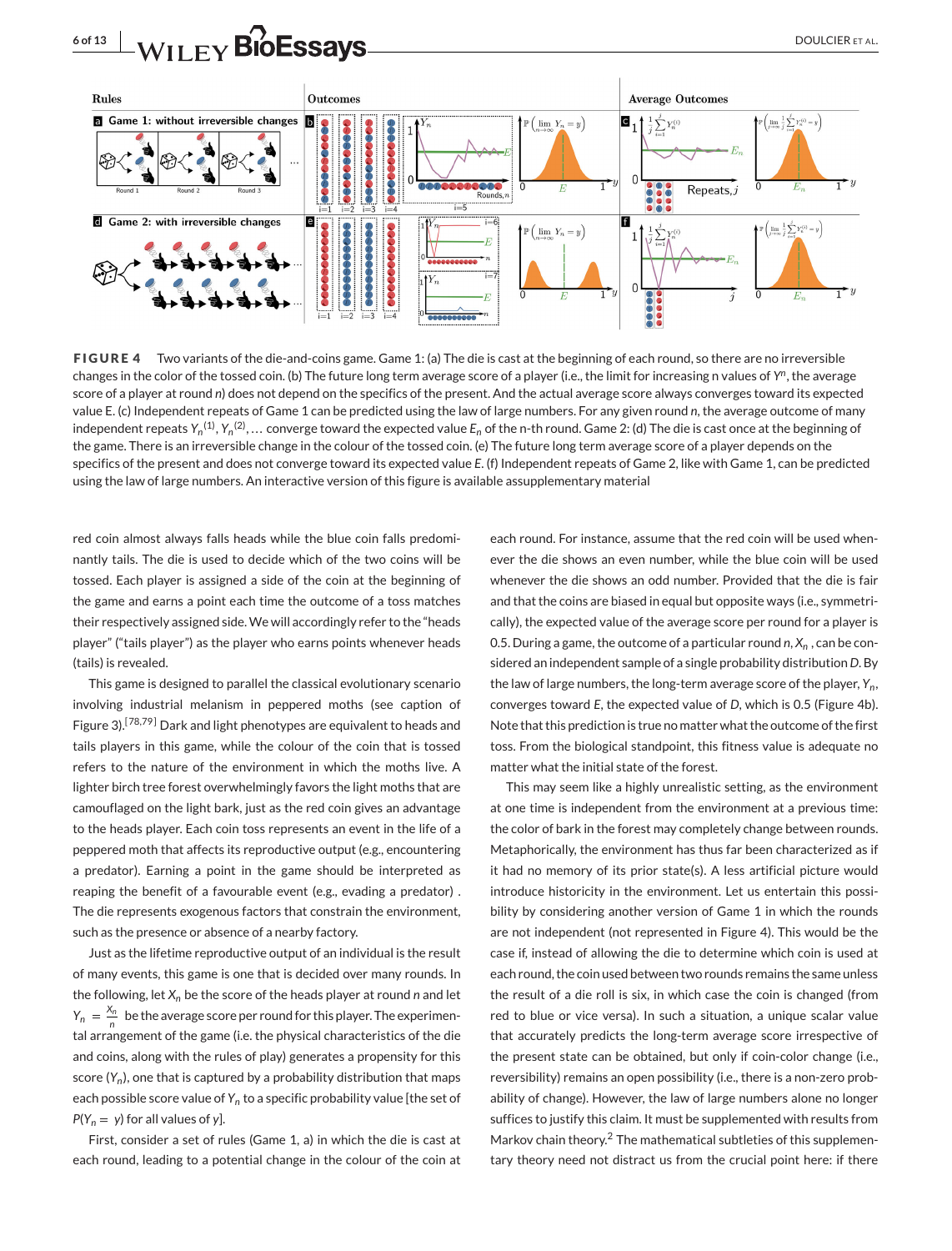**FIGURE 4** Two variants of the die-and-coins game. Game 1: (a) The die is cast at the beginning of each round, so there are no irreversible changes in the color of the tossed coin. (b) The future long term average score of a player (i.e., the limit for increasing n values of $Y^n$, the average score of a player at round $n$) does not depend on the specifics of the present. And the actual average score always converges toward its expected value E. (c) Independent repeats of Game 1 can be predicted using the law of large numbers. For any given round $n$, the average outcome of many independent repeats $Y_n^{(1)}, Y_n^{(2)}, \ldots$ converge toward the expected value $E_n$ of the n-th round. Game 2: (d) The die is cast once at the beginning of the game. There is an irreversible change in the colour of the tossed coin. (e) The future long term average score of a player depends on the specifics of the present and does not converge toward its expected value $E$. (f) Independent repeats of Game 2, like with Game 1, can be predicted using the law of large numbers. An interactive version of this figure is available assupplementary material

red coin almost always falls heads while the blue coin falls predominantly tails. The die is used to decide which of the two coins will be tossed. Each player is assigned a side of the coin at the beginning of the game and earns a point each time the outcome of a toss matches their respectively assigned side. We will accordingly refer to the "heads player" ("tails player") as the player who earns points whenever heads (tails) is revealed.

This game is designed to parallel the classical evolutionary scenario involving industrial melanism in peppered moths (see caption of Figure 3).[78,79] Dark and light phenotypes are equivalent to heads and tails players in this game, while the colour of the coin that is tossed refers to the nature of the environment in which the moths live. A lighter birch tree forest overwhelmingly favors the light moths that are camouflaged on the light bark, just as the red coin gives an advantage to the heads player. Each coin toss represents an event in the life of a peppered moth that affects its reproductive output (e.g., encountering a predator). Earning a point in the game should be interpreted as reaping the benefit of a favourable event (e.g., evading a predator) . The die represents exogenous factors that constrain the environment, such as the presence or absence of a nearby factory.

Just as the lifetime reproductive output of an individual is the result of many events, this game is one that is decided over many rounds. In the following, let $X_n$ be the score of the heads player at round $n$ and let $Y_n = \frac{X_n}{n}$ be the average score per round for this player. The experimental arrangement of the game (i.e. the physical characteristics of the die and coins, along with the rules of play) generates a propensity for this score ($Y_n$), one that is captured by a probability distribution that maps each possible score value of $Y_n$ to a specific probability value [the set of $P(Y_n = y)$ for all values of $y$].

First, consider a set of rules (Game 1, a) in which the die is cast at each round, leading to a potential change in the colour of the coin at each round. For instance, assume that the red coin will be used whenever the die shows an even number, while the blue coin will be used whenever the die shows an odd number. Provided that the die is fair and that the coins are biased in equal but opposite ways (i.e., symmetrically), the expected value of the average score per round for a player is 0.5. During a game, the outcome of a particular round $n$, $X_n$ , can be considered an independent sample of a single probability distribution $D$. By the law of large numbers, the long-term average score of the player, $Y_n$, converges toward $E$, the expected value of $D$, which is 0.5 (Figure 4b). Note that this prediction is true no matter what the outcome of the first toss. From the biological standpoint, this fitness value is adequate no matter what the initial state of the forest.

This may seem like a highly unrealistic setting, as the environment at one time is independent from the environment at a previous time: the color of bark in the forest may completely change between rounds. Metaphorically, the environment has thus far been characterized as if it had no memory of its prior state(s). A less artificial picture would introduce historicity in the environment. Let us entertain this possibility by considering another version of Game 1 in which the rounds are not independent (not represented in Figure 4). This would be the case if, instead of allowing the die to determine which coin is used at each round, the coin used between two rounds remains the same unless the result of a die roll is six, in which case the coin is changed (from red to blue or vice versa). In such a situation, a unique scalar value that accurately predicts the long-term average score irrespective of the present state can be obtained, but only if coin-color change (i.e., reversibility) remains an open possibility (i.e., there is a non-zero probability of change). However, the law of large numbers alone no longer suffices to justify this claim. It must be supplemented with results from Markov chain theory.[2] The mathematical subtleties of this supplementary theory need not distract us from the crucial point here: if there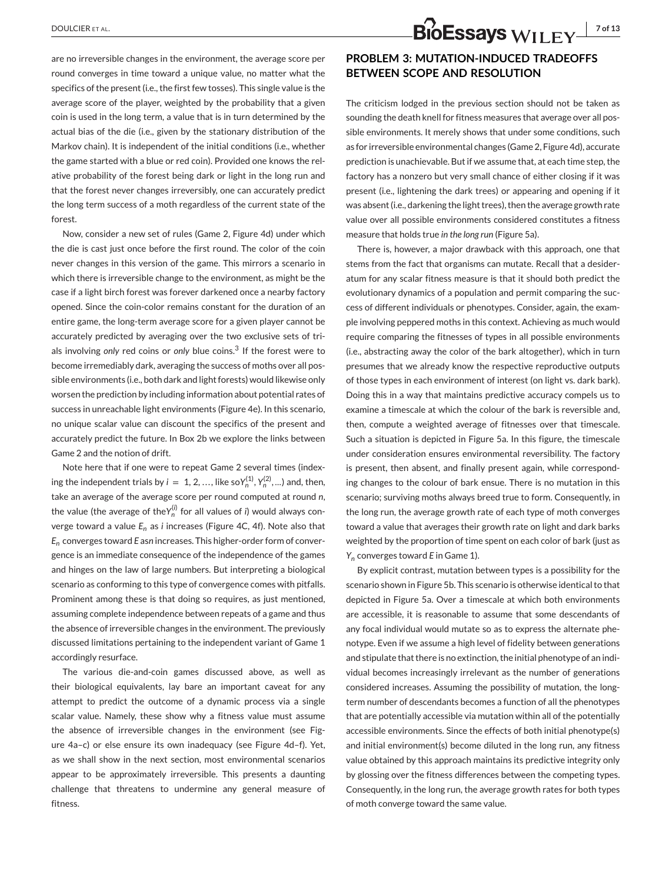are no irreversible changes in the environment, the average score per round converges in time toward a unique value, no matter what the specifics of the present (i.e., the first few tosses). This single value is the average score of the player, weighted by the probability that a given coin is used in the long term, a value that is in turn determined by the actual bias of the die (i.e., given by the stationary distribution of the Markov chain). It is independent of the initial conditions (i.e., whether the game started with a blue or red coin). Provided one knows the relative probability of the forest being dark or light in the long run and that the forest never changes irreversibly, one can accurately predict the long term success of a moth regardless of the current state of the forest.

Now, consider a new set of rules (Game 2, Figure 4d) under which the die is cast just once before the first round. The color of the coin never changes in this version of the game. This mirrors a scenario in which there is irreversible change to the environment, as might be the case if a light birch forest was forever darkened once a nearby factory opened. Since the coin-color remains constant for the duration of an entire game, the long-term average score for a given player cannot be accurately predicted by averaging over the two exclusive sets of trials involving *only* red coins or *only* blue coins.[3] If the forest were to become irremediably dark, averaging the success of moths over all possible environments (i.e., both dark and light forests) would likewise only worsen the prediction by including information about potential rates of success in unreachable light environments (Figure 4e). In this scenario, no unique scalar value can discount the specifics of the present and accurately predict the future. In Box 2b we explore the links between Game 2 and the notion of drift.

Note here that if one were to repeat Game 2 several times (indexing the independent trials by $i = 1, 2, \ldots$, like so $Y_n^{(1)}, Y_n^{(2)}, \ldots$) and, then, take an average of the average score per round computed at round $n$, the value (the average of the $Y_n^{(i)}$ for all values of $i$) would always converge toward a value $E_n$ as $i$ increases (Figure 4C, 4f). Note also that $E_n$ converges toward $E$ as $n$ increases. This higher-order form of convergence is an immediate consequence of the independence of the games and hinges on the law of large numbers. But interpreting a biological scenario as conforming to this type of convergence comes with pitfalls. Prominent among these is that doing so requires, as just mentioned, assuming complete independence between repeats of a game and thus the absence of irreversible changes in the environment. The previously discussed limitations pertaining to the independent variant of Game 1 accordingly resurface.

The various die-and-coin games discussed above, as well as their biological equivalents, lay bare an important caveat for any attempt to predict the outcome of a dynamic process via a single scalar value. Namely, these show why a fitness value must assume the absence of irreversible changes in the environment (see Figure 4a–c) or else ensure its own inadequacy (see Figure 4d–f). Yet, as we shall show in the next section, most environmental scenarios appear to be approximately irreversible. This presents a daunting challenge that threatens to undermine any general measure of fitness.

## PROBLEM 3: MUTATION-INDUCED TRADEOFFS BETWEEN SCOPE AND RESOLUTION

The criticism lodged in the previous section should not be taken as sounding the death knell for fitness measures that average over all possible environments. It merely shows that under some conditions, such as for irreversible environmental changes (Game 2, Figure 4d), accurate prediction is unachievable. But if we assume that, at each time step, the factory has a nonzero but very small chance of either closing if it was present (i.e., lightening the dark trees) or appearing and opening if it was absent (i.e., darkening the light trees), then the average growth rate value over all possible environments considered constitutes a fitness measure that holds true *in the long run* (Figure 5a).

There is, however, a major drawback with this approach, one that stems from the fact that organisms can mutate. Recall that a desideratum for any scalar fitness measure is that it should both predict the evolutionary dynamics of a population and permit comparing the success of different individuals or phenotypes. Consider, again, the example involving peppered moths in this context. Achieving as much would require comparing the fitnesses of types in all possible environments (i.e., abstracting away the color of the bark altogether), which in turn presumes that we already know the respective reproductive outputs of those types in each environment of interest (on light vs. dark bark). Doing this in a way that maintains predictive accuracy compels us to examine a timescale at which the colour of the bark is reversible and, then, compute a weighted average of fitnesses over that timescale. Such a situation is depicted in Figure 5a. In this figure, the timescale under consideration ensures environmental reversibility. The factory is present, then absent, and finally present again, while corresponding changes to the colour of bark ensue. There is no mutation in this scenario; surviving moths always breed true to form. Consequently, in the long run, the average growth rate of each type of moth converges toward a value that averages their growth rate on light and dark barks weighted by the proportion of time spent on each color of bark (just as $Y_n$ converges toward $E$ in Game 1).

By explicit contrast, mutation between types is a possibility for the scenario shown in Figure 5b. This scenario is otherwise identical to that depicted in Figure 5a. Over a timescale at which both environments are accessible, it is reasonable to assume that some descendants of any focal individual would mutate so as to express the alternate phenotype. Even if we assume a high level of fidelity between generations and stipulate that there is no extinction, the initial phenotype of an individual becomes increasingly irrelevant as the number of generations considered increases. Assuming the possibility of mutation, the long-term number of descendants becomes a function of all the phenotypes that are potentially accessible via mutation within all of the potentially accessible environments. Since the effects of both initial phenotype(s) and initial environment(s) become diluted in the long run, any fitness value obtained by this approach maintains its predictive integrity only by glossing over the fitness differences between the competing types. Consequently, in the long run, the average growth rates for both types of moth converge toward the same value.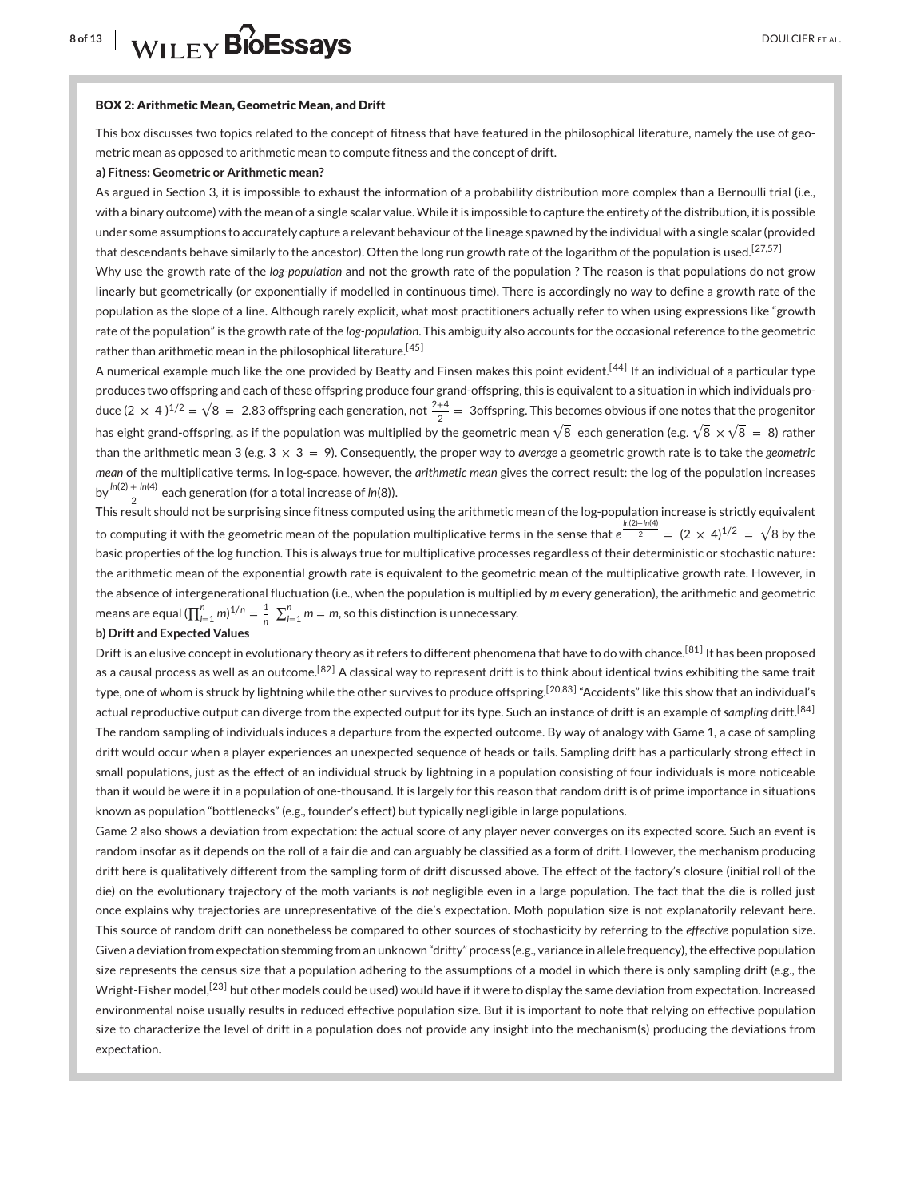**BOX 2: Arithmetic Mean, Geometric Mean, and Drift**

This box discusses two topics related to the concept of fitness that have featured in the philosophical literature, namely the use of geometric mean as opposed to arithmetic mean to compute fitness and the concept of drift.

**a) Fitness: Geometric or Arithmetic mean?**

As argued in Section 3, it is impossible to exhaust the information of a probability distribution more complex than a Bernoulli trial (i.e., with a binary outcome) with the mean of a single scalar value. While it is impossible to capture the entirety of the distribution, it is possible under some assumptions to accurately capture a relevant behaviour of the lineage spawned by the individual with a single scalar (provided that descendants behave similarly to the ancestor). Often the long run growth rate of the logarithm of the population is used.[27,57]

Why use the growth rate of the *log-population* and not the growth rate of the population ? The reason is that populations do not grow linearly but geometrically (or exponentially if modelled in continuous time). There is accordingly no way to define a growth rate of the population as the slope of a line. Although rarely explicit, what most practitioners actually refer to when using expressions like "growth rate of the population" is the growth rate of the *log-population*. This ambiguity also accounts for the occasional reference to the geometric rather than arithmetic mean in the philosophical literature.[45]

A numerical example much like the one provided by Beatty and Finsen makes this point evident.[44] If an individual of a particular type produces two offspring and each of these offspring produce four grand-offspring, this is equivalent to a situation in which individuals produce $(2 \times 4)^{1/2} = \sqrt{8} = 2.83$ offspring each generation, not $\frac{2+4}{2} = 3$offspring. This becomes obvious if one notes that the progenitor has eight grand-offspring, as if the population was multiplied by the geometric mean $\sqrt{8}$ each generation (e.g. $\sqrt{8} \times \sqrt{8} = 8$) rather than the arithmetic mean 3 (e.g. $3 \times 3 = 9$). Consequently, the proper way to *average* a geometric growth rate is to take the *geometric mean* of the multiplicative terms. In log-space, however, the *arithmetic mean* gives the correct result: the log of the population increases by $\frac{\ln(2)+\ln(4)}{2}$ each generation (for a total increase of $\ln(8)$).

This result should not be surprising since fitness computed using the arithmetic mean of the log-population increase is strictly equivalent to computing it with the geometric mean of the population multiplicative terms in the sense that $e^{\frac{\ln(2)+\ln(4)}{2}} = (2 \times 4)^{1/2} = \sqrt{8}$ by the basic properties of the log function. This is always true for multiplicative processes regardless of their deterministic or stochastic nature: the arithmetic mean of the exponential growth rate is equivalent to the geometric mean of the multiplicative growth rate. However, in the absence of intergenerational fluctuation (i.e., when the population is multiplied by $m$ every generation), the arithmetic and geometric means are equal ($(\prod_{i=1}^{n} m)^{1/n} = \frac{1}{n}\sum_{i=1}^{n} m = m$, so this distinction is unnecessary.

**b) Drift and Expected Values**

Drift is an elusive concept in evolutionary theory as it refers to different phenomena that have to do with chance.[81] It has been proposed as a causal process as well as an outcome.[82] A classical way to represent drift is to think about identical twins exhibiting the same trait type, one of whom is struck by lightning while the other survives to produce offspring.[20,83] "Accidents" like this show that an individual's actual reproductive output can diverge from the expected output for its type. Such an instance of drift is an example of *sampling* drift.[84] The random sampling of individuals induces a departure from the expected outcome. By way of analogy with Game 1, a case of sampling drift would occur when a player experiences an unexpected sequence of heads or tails. Sampling drift has a particularly strong effect in small populations, just as the effect of an individual struck by lightning in a population consisting of four individuals is more noticeable than it would be were it in a population of one-thousand. It is largely for this reason that random drift is of prime importance in situations known as population "bottlenecks" (e.g., founder's effect) but typically negligible in large populations.

Game 2 also shows a deviation from expectation: the actual score of any player never converges on its expected score. Such an event is random insofar as it depends on the roll of a fair die and can arguably be classified as a form of drift. However, the mechanism producing drift here is qualitatively different from the sampling form of drift discussed above. The effect of the factory's closure (initial roll of the die) on the evolutionary trajectory of the moth variants is *not* negligible even in a large population. The fact that the die is rolled just once explains why trajectories are unrepresentative of the die's expectation. Moth population size is not explanatorily relevant here. This source of random drift can nonetheless be compared to other sources of stochasticity by referring to the *effective* population size. Given a deviation from expectation stemming from an unknown "drifty" process (e.g., variance in allele frequency), the effective population size represents the census size that a population adhering to the assumptions of a model in which there is only sampling drift (e.g., the Wright-Fisher model,[23] but other models could be used) would have if it were to display the same deviation from expectation. Increased environmental noise usually results in reduced effective population size. But it is important to note that relying on effective population size to characterize the level of drift in a population does not provide any insight into the mechanism(s) producing the deviations from expectation.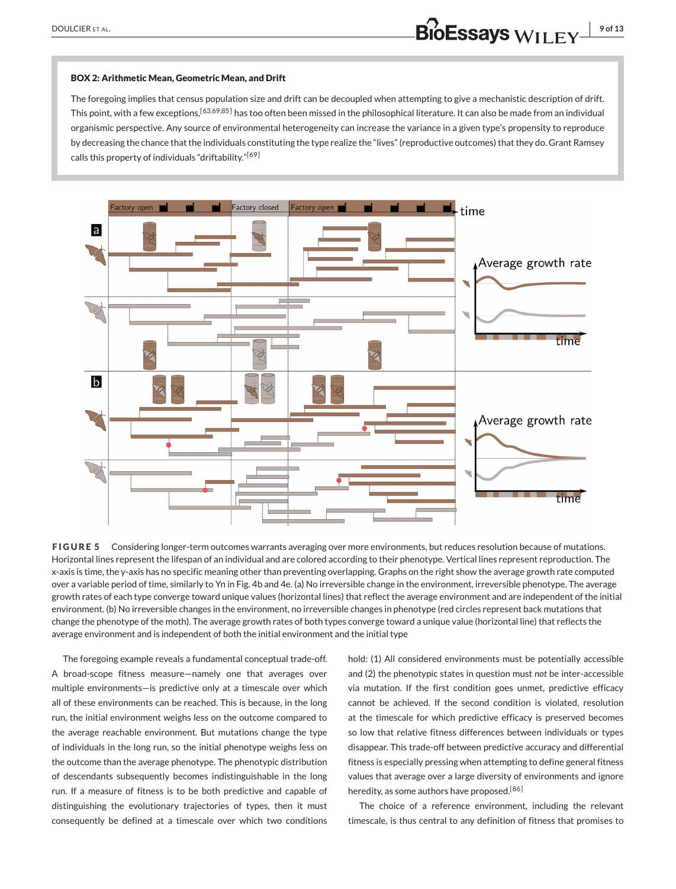## BOX 2: Arithmetic Mean, Geometric Mean, and Drift

The foregoing implies that census population size and drift can be decoupled when attempting to give a mechanistic description of drift. This point, with a few exceptions,[63,69,85] has too often been missed in the philosophical literature. It can also be made from an individual organismic perspective. Any source of environmental heterogeneity can increase the variance in a given type's propensity to reproduce by decreasing the chance that the individuals constituting the type realize the "lives" (reproductive outcomes) that they do. Grant Ramsey calls this property of individuals "driftability."[69]

**FIGURE 5** Considering longer-term outcomes warrants averaging over more environments, but reduces resolution because of mutations. Horizontal lines represent the lifespan of an individual and are colored according to their phenotype. Vertical lines represent reproduction. The x-axis is time, the y-axis has no specific meaning other than preventing overlapping. Graphs on the right show the average growth rate computed over a variable period of time, similarly to Yn in Fig. 4b and 4e. (a) No irreversible change in the environment, irreversible phenotype. The average growth rates of each type converge toward unique values (horizontal lines) that reflect the average environment and are independent of the initial environment. (b) No irreversible changes in the environment, no irreversible changes in phenotype (red circles represent back mutations that change the phenotype of the moth). The average growth rates of both types converge toward a unique value (horizontal line) that reflects the average environment and is independent of both the initial environment and the initial type

The foregoing example reveals a fundamental conceptual trade-off. A broad-scope fitness measure—namely one that averages over multiple environments—is predictive only at a timescale over which all of these environments can be reached. This is because, in the long run, the initial environment weighs less on the outcome compared to the average reachable environment. But mutations change the type of individuals in the long run, so the initial phenotype weighs less on the outcome than the average phenotype. The phenotypic distribution of descendants subsequently becomes indistinguishable in the long run. If a measure of fitness is to be both predictive and capable of distinguishing the evolutionary trajectories of types, then it must consequently be defined at a timescale over which two conditions hold: (1) All considered environments must be potentially accessible and (2) the phenotypic states in question must *not* be inter-accessible via mutation. If the first condition goes unmet, predictive efficacy cannot be achieved. If the second condition is violated, resolution at the timescale for which predictive efficacy is preserved becomes so low that relative fitness differences between individuals or types disappear. This trade-off between predictive accuracy and differential fitness is especially pressing when attempting to define general fitness values that average over a large diversity of environments and ignore heredity, as some authors have proposed.[86]

The choice of a reference environment, including the relevant timescale, is thus central to any definition of fitness that promises to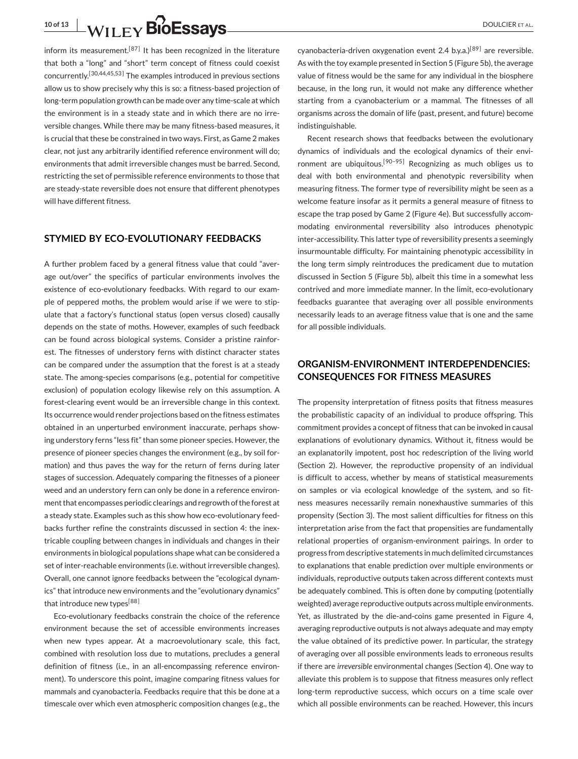inform its measurement.[87] It has been recognized in the literature that both a "long" and "short" term concept of fitness could coexist concurrently.[30,44,45,53] The examples introduced in previous sections allow us to show precisely why this is so: a fitness-based projection of long-term population growth can be made over any time-scale at which the environment is in a steady state and in which there are no irreversible changes. While there may be many fitness-based measures, it is crucial that these be constrained in two ways. First, as Game 2 makes clear, not just any arbitrarily identified reference environment will do; environments that admit irreversible changes must be barred. Second, restricting the set of permissible reference environments to those that are steady-state reversible does not ensure that different phenotypes will have different fitness.

## STYMIED BY ECO-EVOLUTIONARY FEEDBACKS

A further problem faced by a general fitness value that could "average out/over" the specifics of particular environments involves the existence of eco-evolutionary feedbacks. With regard to our example of peppered moths, the problem would arise if we were to stipulate that a factory's functional status (open versus closed) causally depends on the state of moths. However, examples of such feedback can be found across biological systems. Consider a pristine rainforest. The fitnesses of understory ferns with distinct character states can be compared under the assumption that the forest is at a steady state. The among-species comparisons (e.g., potential for competitive exclusion) of population ecology likewise rely on this assumption. A forest-clearing event would be an irreversible change in this context. Its occurrence would render projections based on the fitness estimates obtained in an unperturbed environment inaccurate, perhaps showing understory ferns "less fit" than some pioneer species. However, the presence of pioneer species changes the environment (e.g., by soil formation) and thus paves the way for the return of ferns during later stages of succession. Adequately comparing the fitnesses of a pioneer weed and an understory fern can only be done in a reference environment that encompasses periodic clearings and regrowth of the forest at a steady state. Examples such as this show how eco-evolutionary feedbacks further refine the constraints discussed in section 4: the inextricable coupling between changes in individuals and changes in their environments in biological populations shape what can be considered a set of inter-reachable environments (i.e. without irreversible changes). Overall, one cannot ignore feedbacks between the "ecological dynamics" that introduce new environments and the "evolutionary dynamics" that introduce new types[88]

Eco-evolutionary feedbacks constrain the choice of the reference environment because the set of accessible environments increases when new types appear. At a macroevolutionary scale, this fact, combined with resolution loss due to mutations, precludes a general definition of fitness (i.e., in an all-encompassing reference environment). To underscore this point, imagine comparing fitness values for mammals and cyanobacteria. Feedbacks require that this be done at a timescale over which even atmospheric composition changes (e.g., the cyanobacteria-driven oxygenation event 2.4 b.y.a.)[89] are reversible. As with the toy example presented in Section 5 (Figure 5b), the average value of fitness would be the same for any individual in the biosphere because, in the long run, it would not make any difference whether starting from a cyanobacterium or a mammal. The fitnesses of all organisms across the domain of life (past, present, and future) become indistinguishable.

Recent research shows that feedbacks between the evolutionary dynamics of individuals and the ecological dynamics of their environment are ubiquitous.[90–95] Recognizing as much obliges us to deal with both environmental and phenotypic reversibility when measuring fitness. The former type of reversibility might be seen as a welcome feature insofar as it permits a general measure of fitness to escape the trap posed by Game 2 (Figure 4e). But successfully accommodating environmental reversibility also introduces phenotypic inter-accessibility. This latter type of reversibility presents a seemingly insurmountable difficulty. For maintaining phenotypic accessibility in the long term simply reintroduces the predicament due to mutation discussed in Section 5 (Figure 5b), albeit this time in a somewhat less contrived and more immediate manner. In the limit, eco-evolutionary feedbacks guarantee that averaging over all possible environments necessarily leads to an average fitness value that is one and the same for all possible individuals.

## ORGANISM-ENVIRONMENT INTERDEPENDENCIES: CONSEQUENCES FOR FITNESS MEASURES

The propensity interpretation of fitness posits that fitness measures the probabilistic capacity of an individual to produce offspring. This commitment provides a concept of fitness that can be invoked in causal explanations of evolutionary dynamics. Without it, fitness would be an explanatorily impotent, post hoc redescription of the living world (Section 2). However, the reproductive propensity of an individual is difficult to access, whether by means of statistical measurements on samples or via ecological knowledge of the system, and so fitness measures necessarily remain nonexhaustive summaries of this propensity (Section 3). The most salient difficulties for fitness on this interpretation arise from the fact that propensities are fundamentally relational properties of organism-environment pairings. In order to progress from descriptive statements in much delimited circumstances to explanations that enable prediction over multiple environments or individuals, reproductive outputs taken across different contexts must be adequately combined. This is often done by computing (potentially weighted) average reproductive outputs across multiple environments. Yet, as illustrated by the die-and-coins game presented in Figure 4, averaging reproductive outputs is not always adequate and may empty the value obtained of its predictive power. In particular, the strategy of averaging over all possible environments leads to erroneous results if there are *irreversible* environmental changes (Section 4). One way to alleviate this problem is to suppose that fitness measures only reflect long-term reproductive success, which occurs on a time scale over which all possible environments can be reached. However, this incurs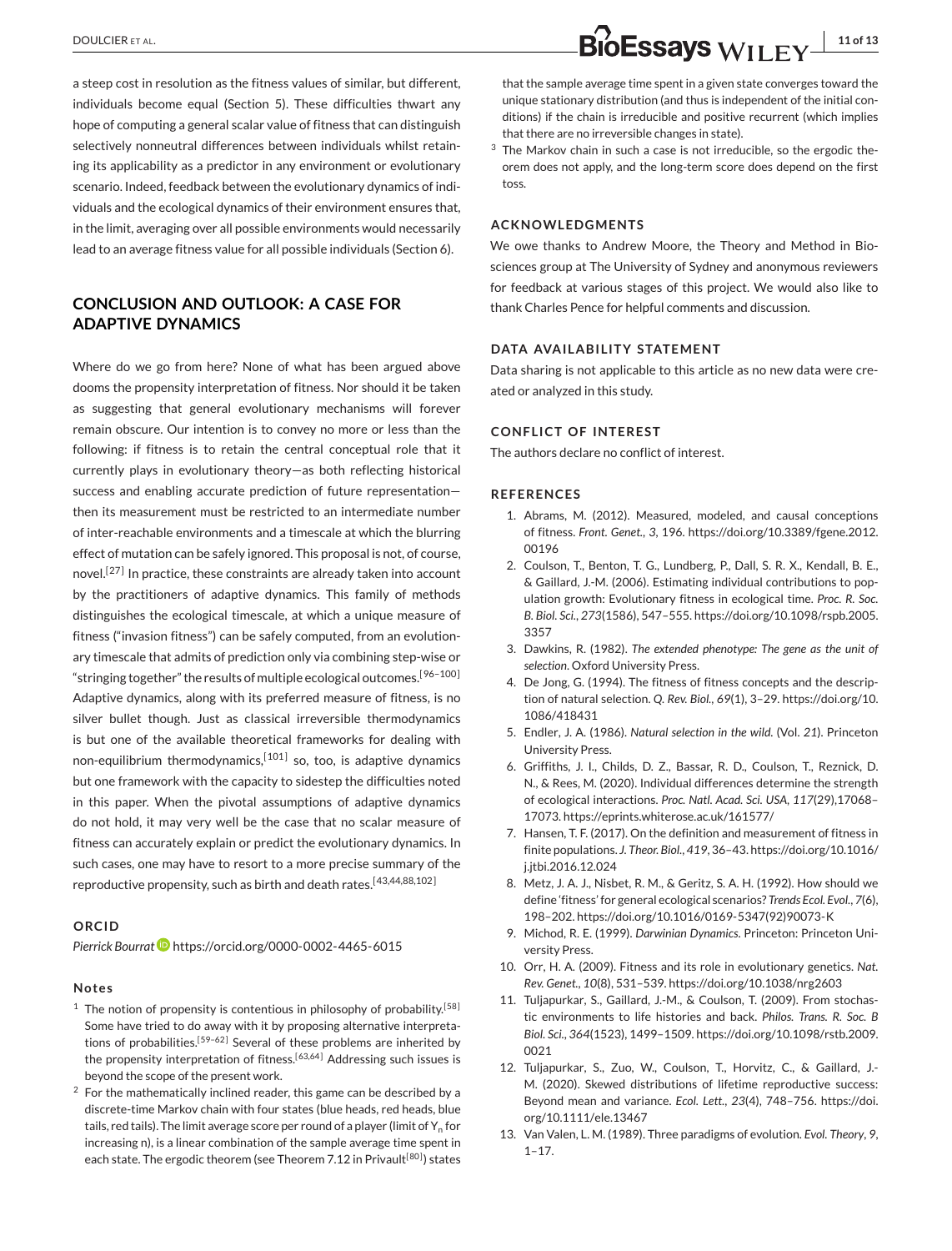a steep cost in resolution as the fitness values of similar, but different, individuals become equal (Section 5). These difficulties thwart any hope of computing a general scalar value of fitness that can distinguish selectively nonneutral differences between individuals whilst retaining its applicability as a predictor in any environment or evolutionary scenario. Indeed, feedback between the evolutionary dynamics of individuals and the ecological dynamics of their environment ensures that, in the limit, averaging over all possible environments would necessarily lead to an average fitness value for all possible individuals (Section 6).

## CONCLUSION AND OUTLOOK: A CASE FOR ADAPTIVE DYNAMICS

Where do we go from here? None of what has been argued above dooms the propensity interpretation of fitness. Nor should it be taken as suggesting that general evolutionary mechanisms will forever remain obscure. Our intention is to convey no more or less than the following: if fitness is to retain the central conceptual role that it currently plays in evolutionary theory—as both reflecting historical success and enabling accurate prediction of future representation—then its measurement must be restricted to an intermediate number of inter-reachable environments and a timescale at which the blurring effect of mutation can be safely ignored. This proposal is not, of course, novel.[27] In practice, these constraints are already taken into account by the practitioners of adaptive dynamics. This family of methods distinguishes the ecological timescale, at which a unique measure of fitness ("invasion fitness") can be safely computed, from an evolutionary timescale that admits of prediction only via combining step-wise or "stringing together" the results of multiple ecological outcomes.[96–100] Adaptive dynamics, along with its preferred measure of fitness, is no silver bullet though. Just as classical irreversible thermodynamics is but one of the available theoretical frameworks for dealing with non-equilibrium thermodynamics,[101] so, too, is adaptive dynamics but one framework with the capacity to sidestep the difficulties noted in this paper. When the pivotal assumptions of adaptive dynamics do not hold, it may very well be the case that no scalar measure of fitness can accurately explain or predict the evolutionary dynamics. In such cases, one may have to resort to a more precise summary of the reproductive propensity, such as birth and death rates.[43,44,88,102]

### ORCID

*Pierrick Bourrat* https://orcid.org/0000-0002-4465-6015

### Notes

1. The notion of propensity is contentious in philosophy of probability.[58] Some have tried to do away with it by proposing alternative interpretations of probabilities.[59–62] Several of these problems are inherited by the propensity interpretation of fitness.[63,64] Addressing such issues is beyond the scope of the present work.
2. For the mathematically inclined reader, this game can be described by a discrete-time Markov chain with four states (blue heads, red heads, blue tails, red tails). The limit average score per round of a player (limit of $Y_n$ for increasing n), is a linear combination of the sample average time spent in each state. The ergodic theorem (see Theorem 7.12 in Privault[80]) states that the sample average time spent in a given state converges toward the unique stationary distribution (and thus is independent of the initial conditions) if the chain is irreducible and positive recurrent (which implies that there are no irreversible changes in state).
3. The Markov chain in such a case is not irreducible, so the ergodic theorem does not apply, and the long-term score does depend on the first toss.

### ACKNOWLEDGMENTS

We owe thanks to Andrew Moore, the Theory and Method in Biosciences group at The University of Sydney and anonymous reviewers for feedback at various stages of this project. We would also like to thank Charles Pence for helpful comments and discussion.

### DATA AVAILABILITY STATEMENT

Data sharing is not applicable to this article as no new data were created or analyzed in this study.

### CONFLICT OF INTEREST

The authors declare no conflict of interest.

### REFERENCES

1. Abrams, M. (2012). Measured, modeled, and causal conceptions of fitness. *Front. Genet.*, *3*, 196. https://doi.org/10.3389/fgene.2012.00196
2. Coulson, T., Benton, T. G., Lundberg, P., Dall, S. R. X., Kendall, B. E., & Gaillard, J.-M. (2006). Estimating individual contributions to population growth: Evolutionary fitness in ecological time. *Proc. R. Soc. B. Biol. Sci.*, *273*(1586), 547–555. https://doi.org/10.1098/rspb.2005.3357
3. Dawkins, R. (1982). *The extended phenotype: The gene as the unit of selection*. Oxford University Press.
4. De Jong, G. (1994). The fitness of fitness concepts and the description of natural selection. *Q. Rev. Biol.*, *69*(1), 3–29. https://doi.org/10.1086/418431
5. Endler, J. A. (1986). *Natural selection in the wild*. (Vol. *21*). Princeton University Press.
6. Griffiths, J. I., Childs, D. Z., Bassar, R. D., Coulson, T., Reznick, D. N., & Rees, M. (2020). Individual differences determine the strength of ecological interactions. *Proc. Natl. Acad. Sci. USA*, *117*(29),17068–17073. https://eprints.whiterose.ac.uk/161577/
7. Hansen, T. F. (2017). On the definition and measurement of fitness in finite populations. *J. Theor. Biol.*, *419*, 36–43. https://doi.org/10.1016/j.jtbi.2016.12.024
8. Metz, J. A. J., Nisbet, R. M., & Geritz, S. A. H. (1992). How should we define 'fitness' for general ecological scenarios? *Trends Ecol. Evol.*, *7*(6), 198–202. https://doi.org/10.1016/0169-5347(92)90073-K
9. Michod, R. E. (1999). *Darwinian Dynamics*. Princeton: Princeton University Press.
10. Orr, H. A. (2009). Fitness and its role in evolutionary genetics. *Nat. Rev. Genet.*, *10*(8), 531–539. https://doi.org/10.1038/nrg2603
11. Tuljapurkar, S., Gaillard, J.-M., & Coulson, T. (2009). From stochastic environments to life histories and back. *Philos. Trans. R. Soc. B Biol. Sci.*, *364*(1523), 1499–1509. https://doi.org/10.1098/rstb.2009.0021
12. Tuljapurkar, S., Zuo, W., Coulson, T., Horvitz, C., & Gaillard, J.-M. (2020). Skewed distributions of lifetime reproductive success: Beyond mean and variance. *Ecol. Lett.*, *23*(4), 748–756. https://doi.org/10.1111/ele.13467
13. Van Valen, L. M. (1989). Three paradigms of evolution. *Evol. Theory*, *9*, 1–17.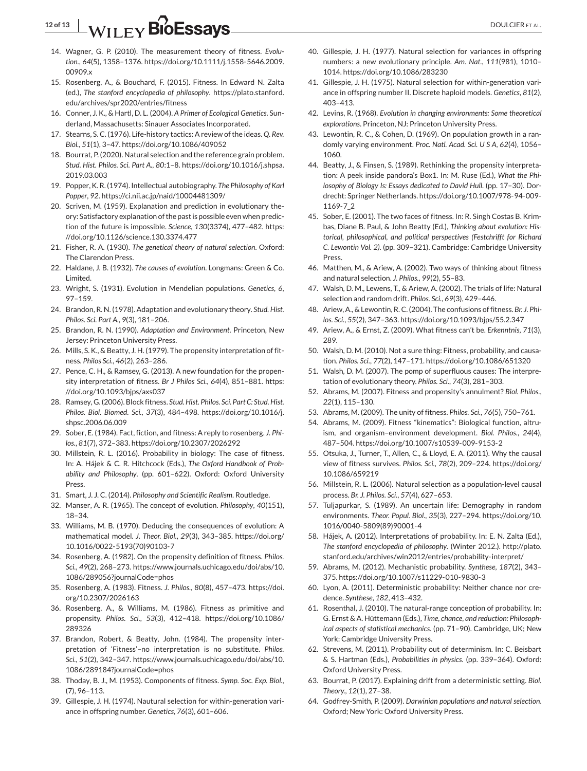14. Wagner, G. P. (2010). The measurement theory of fitness. *Evolution*, *64*(5), 1358–1376. https://doi.org/10.1111/j.1558-5646.2009.00909.x
15. Rosenberg, A., & Bouchard, F. (2015). Fitness. In Edward N. Zalta (ed.), *The stanford encyclopedia of philosophy*. https://plato.stanford.edu/archives/spr2020/entries/fitness
16. Conner, J. K., & Hartl, D. L. (2004). *A Primer of Ecological Genetics*. Sunderland, Massachusetts: Sinauer Associates Incorporated.
17. Stearns, S. C. (1976). Life-history tactics: A review of the ideas. *Q. Rev. Biol.*, *51*(1), 3–47. https://doi.org/10.1086/409052
18. Bourrat, P. (2020). Natural selection and the reference grain problem. *Stud. Hist. Philos. Sci. Part A.*, *80*:1–8. https://doi.org/10.1016/j.shpsa.2019.03.003
19. Popper, K. R. (1974). Intellectual autobiography. *The Philosophy of Karl Popper*, *92*. https://ci.nii.ac.jp/naid/10004481309/
20. Scriven, M. (1959). Explanation and prediction in evolutionary theory: Satisfactory explanation of the past is possible even when prediction of the future is impossible. *Science*, *130*(3374), 477–482. https://doi.org/10.1126/science.130.3374.477
21. Fisher, R. A. (1930). *The genetical theory of natural selection*. Oxford: The Clarendon Press.
22. Haldane, J. B. (1932). *The causes of evolution*. Longmans: Green & Co. Limited.
23. Wright, S. (1931). Evolution in Mendelian populations. *Genetics*, *6*, 97–159.
24. Brandon, R. N. (1978). Adaptation and evolutionary theory. *Stud. Hist. Philos. Sci. Part A.*, *9*(3), 181–206.
25. Brandon, R. N. (1990). *Adaptation and Environment*. Princeton, New Jersey: Princeton University Press.
26. Mills, S. K., & Beatty, J. H. (1979). The propensity interpretation of fitness. *Philos Sci.*, *46*(2), 263–286.
27. Pence, C. H., & Ramsey, G. (2013). A new foundation for the propensity interpretation of fitness. *Br J Philos Sci.*, *64*(4), 851–881. https://doi.org/10.1093/bjps/axs037
28. Ramsey, G. (2006). Block fitness. *Stud. Hist. Philos. Sci. Part C: Stud. Hist. Philos. Biol. Biomed. Sci.*, *37*(3), 484–498. https://doi.org/10.1016/j.shpsc.2006.06.009
29. Sober, E. (1984). Fact, fiction, and fitness: A reply to rosenberg. *J. Philos.*, *81*(7), 372–383. https://doi.org/10.2307/2026292
30. Millstein, R. L. (2016). Probability in biology: The case of fitness. In: A. Hájek & C. R. Hitchcock (Eds.), *The Oxford Handbook of Probability and Philosophy*. (pp. 601–622). Oxford: Oxford University Press.
31. Smart, J. J. C. (2014). *Philosophy and Scientific Realism*. Routledge.
32. Manser, A. R. (1965). The concept of evolution. *Philosophy*, *40*(151), 18–34.
33. Williams, M. B. (1970). Deducing the consequences of evolution: A mathematical model. *J. Theor. Biol.*, *29*(3), 343–385. https://doi.org/10.1016/0022-5193(70)90103-7
34. Rosenberg, A. (1982). On the propensity definition of fitness. *Philos. Sci.*, *49*(2), 268–273. https://www.journals.uchicago.edu/doi/abs/10.1086/289056?journalCode=phos
35. Rosenberg, A. (1983). Fitness. *J. Philos.*, *80*(8), 457–473. https://doi.org/10.2307/2026163
36. Rosenberg, A., & Williams, M. (1986). Fitness as primitive and propensity. *Philos. Sci.*, *53*(3), 412–418. https://doi.org/10.1086/289326
37. Brandon, Robert, & Beatty, John. (1984). The propensity interpretation of 'Fitness'–no interpretation is no substitute. *Philos. Sci.*, *51*(2), 342–347. https://www.journals.uchicago.edu/doi/abs/10.1086/289184?journalCode=phos
38. Thoday, B. J., M. (1953). Components of fitness. *Symp. Soc. Exp. Biol.*, (7), 96–113.
39. Gillespie, J. H. (1974). Nautural selection for within-generation variance in offspring number. *Genetics*, *76*(3), 601–606.
40. Gillespie, J. H. (1977). Natural selection for variances in offspring numbers: a new evolutionary principle. *Am. Nat.*, *111*(981), 1010–1014. https://doi.org/10.1086/283230
41. Gillespie, J. H. (1975). Natural selection for within-generation variance in offspring number II. Discrete haploid models. *Genetics*, *81*(2), 403–413.
42. Levins, R. (1968). *Evolution in changing environments: Some theoretical explorations*. Princeton, NJ: Princeton University Press.
43. Lewontin, R. C., & Cohen, D. (1969). On population growth in a randomly varying environment. *Proc. Natl. Acad. Sci. U S A*, *62*(4), 1056–1060.
44. Beatty, J., & Finsen, S. (1989). Rethinking the propensity interpretation: A peek inside pandora's Box1. In: M. Ruse (Ed.), *What the Philosophy of Biology Is: Essays dedicated to David Hull*. (pp. 17–30). Dordrecht: Springer Netherlands. https://doi.org/10.1007/978-94-009-1169-7_2
45. Sober, E. (2001). The two faces of fitness. In: R. Singh Costas B. Krimbas, Diane B. Paul, & John Beatty (Ed.), *Thinking about evolution: Historical, philosophical, and political perspectives (Festchrifft for Richard C. Lewontin Vol. 2)*. (pp. 309–321). Cambridge: Cambridge University Press.
46. Matthen, M., & Ariew, A. (2002). Two ways of thinking about fitness and natural selection. *J. Philos.*, *99*(2), 55–83.
47. Walsh, D. M., Lewens, T., & Ariew, A. (2002). The trials of life: Natural selection and random drift. *Philos. Sci.*, *69*(3), 429–446.
48. Ariew, A., & Lewontin, R. C. (2004). The confusions of fitness. *Br. J. Philos. Sci.*, *55*(2), 347–363. https://doi.org/10.1093/bjps/55.2.347
49. Ariew, A., & Ernst, Z. (2009). What fitness can't be. *Erkenntnis*, *71*(3), 289.
50. Walsh, D. M. (2010). Not a sure thing: Fitness, probability, and causation. *Philos. Sci.*, *77*(2), 147–171. https://doi.org/10.1086/651320
51. Walsh, D. M. (2007). The pomp of superfluous causes: The interpretation of evolutionary theory. *Philos. Sci.*, *74*(3), 281–303.
52. Abrams, M. (2007). Fitness and propensity's annulment? *Biol. Philos.*, *22*(1), 115–130.
53. Abrams, M. (2009). The unity of fitness. *Philos. Sci.*, *76*(5), 750–761.
54. Abrams, M. (2009). Fitness "kinematics": Biological function, altruism, and organism–environment development. *Biol. Philos.*, *24*(4), 487–504. https://doi.org/10.1007/s10539-009-9153-2
55. Otsuka, J., Turner, T., Allen, C., & Lloyd, E. A. (2011). Why the causal view of fitness survives. *Philos. Sci.*, *78*(2), 209–224. https://doi.org/10.1086/659219
56. Millstein, R. L. (2006). Natural selection as a population-level causal process. *Br. J. Philos. Sci.*, *57*(4), 627–653.
57. Tuljapurkar, S. (1989). An uncertain life: Demography in random environments. *Theor. Popul. Biol.*, *35*(3), 227–294. https://doi.org/10.1016/0040-5809(89)90001-4
58. Hájek, A. (2012). Interpretations of probability. In: E. N. Zalta (Ed.), *The stanford encyclopedia of philosophy*. (Winter 2012.). http://plato.stanford.edu/archives/win2012/entries/probability-interpret/
59. Abrams, M. (2012). Mechanistic probability. *Synthese*, *187*(2), 343–375. https://doi.org/10.1007/s11229-010-9830-3
60. Lyon, A. (2011). Deterministic probability: Neither chance nor credence. *Synthese*, *182*, 413–432.
61. Rosenthal, J. (2010). The natural-range conception of probability. In: G. Ernst & A. Hüttemann (Eds.), *Time, chance, and reduction: Philosophical aspects of statistical mechanics*. (pp. 71–90). Cambridge, UK; New York: Cambridge University Press.
62. Strevens, M. (2011). Probability out of determinism. In: C. Beisbart & S. Hartman (Eds.), *Probabilities in physics*. (pp. 339–364). Oxford: Oxford University Press.
63. Bourrat, P. (2017). Explaining drift from a deterministic setting. *Biol. Theory.*, *12*(1), 27–38.
64. Godfrey-Smith, P. (2009). *Darwinian populations and natural selection*. Oxford; New York: Oxford University Press.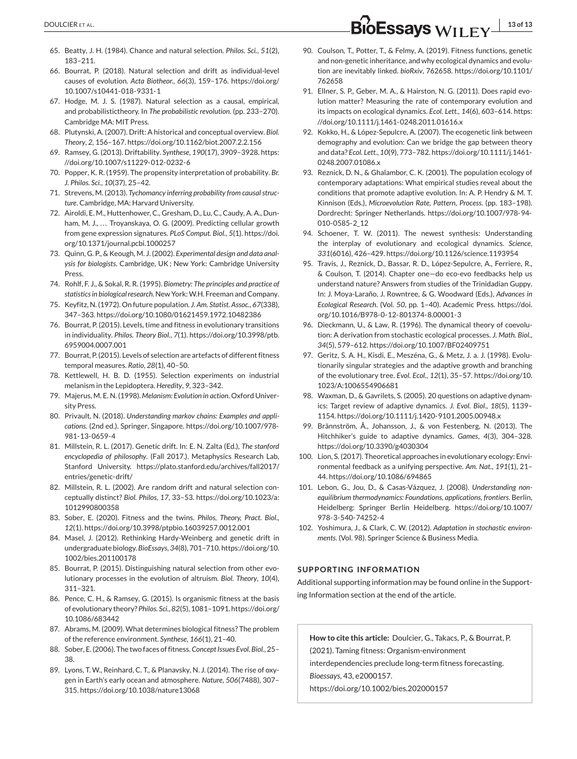65. Beatty, J. H. (1984). Chance and natural selection. *Philos. Sci.*, *51*(2), 183–211.
66. Bourrat, P. (2018). Natural selection and drift as individual-level causes of evolution. *Acta Biotheor.*, *66*(3), 159–176. https://doi.org/10.1007/s10441-018-9331-1
67. Hodge, M. J. S. (1987). Natural selection as a causal, empirical, and probabilistictheory. In *The probabilistic revolution*. (pp. 233–270). Cambridge MA: MIT Press.
68. Plutynski, A. (2007). Drift: A historical and conceptual overview. *Biol. Theory*, *2*, 156–167. https://doi.org/10.1162/biot.2007.2.2.156
69. Ramsey, G. (2013). Driftability. *Synthese*, *190*(17), 3909–3928. https://doi.org/10.1007/s11229-012-0232-6
70. Popper, K. R. (1959). The propensity interpretation of probability. *Br. J. Philos. Sci.*, *10*(37), 25–42.
71. Strevens, M. (2013). *Tychomancy inferring probability from causal structure*. Cambridge, MA: Harvard University.
72. Airoldi, E. M., Huttenhower, C., Gresham, D., Lu, C., Caudy, A. A., Dunham, M. J., … Troyanskaya, O. G. (2009). Predicting cellular growth from gene expression signatures. *PLoS Comput. Biol.*, *5*(1). https://doi.org/10.1371/journal.pcbi.1000257
73. Quinn, G. P., & Keough, M. J. (2002). *Experimental design and data analysis for biologists*. Cambridge, UK ; New York: Cambridge University Press.
74. Rohlf, F. J., & Sokal, R. R. (1995). *Biometry: The principles and practice of statistics in biological research*. New York: W.H. Freeman and Company.
75. Keyfitz, N. (1972). On future population. *J. Am. Statist. Assoc.*, *67*(338), 347–363. https://doi.org/10.1080/01621459.1972.10482386
76. Bourrat, P. (2015). Levels, time and fitness in evolutionary transitions in individuality. *Philos. Theory Biol.*, *7*(1). https://doi.org/10.3998/ptb.6959004.0007.001
77. Bourrat, P. (2015). Levels of selection are artefacts of different fitness temporal measures. *Ratio*, *28*(1), 40–50.
78. Kettlewell, H. B. D. (1955). Selection experiments on industrial melanism in the Lepidoptera. *Heredity*, *9*, 323–342.
79. Majerus, M. E. N. (1998). *Melanism: Evolution in action*. Oxford University Press.
80. Privault, N. (2018). *Understanding markov chains: Examples and applications*. (2nd ed.). Springer, Singapore. https://doi.org/10.1007/978-981-13-0659-4
81. Millstein, R. L. (2017). Genetic drift. In: E. N. Zalta (Ed.), *The stanford encyclopedia of philosophy*. (Fall 2017.). Metaphysics Research Lab, Stanford University. https://plato.stanford.edu/archives/fall2017/entries/genetic-drift/
82. Millstein, R. L. (2002). Are random drift and natural selection conceptually distinct? *Biol. Philos*, *17*, 33–53. https://doi.org/10.1023/a:1012990800358
83. Sober, E. (2020). Fitness and the twins. *Philos, Theory, Pract. Biol.*, *12*(1). https://doi.org/10.3998/ptpbio.16039257.0012.001
84. Masel, J. (2012). Rethinking Hardy-Weinberg and genetic drift in undergraduate biology. *BioEssays*, *34*(8), 701–710. https://doi.org/10.1002/bies.201100178
85. Bourrat, P. (2015). Distinguishing natural selection from other evolutionary processes in the evolution of altruism. *Biol. Theory*, *10*(4), 311–321.
86. Pence, C. H., & Ramsey, G. (2015). Is organismic fitness at the basis of evolutionary theory? *Philos. Sci.*, *82*(5), 1081–1091. https://doi.org/10.1086/683442
87. Abrams, M. (2009). What determines biological fitness? The problem of the reference environment. *Synthese*, *166*(1), 21–40.
88. Sober, E. (2006). The two faces of fitness. *Concept Issues Evol. Biol.*, 25–38.
89. Lyons, T. W., Reinhard, C. T., & Planavsky, N. J. (2014). The rise of oxygen in Earth's early ocean and atmosphere. *Nature*, *506*(7488), 307–315. https://doi.org/10.1038/nature13068
90. Coulson, T., Potter, T., & Felmy, A. (2019). Fitness functions, genetic and non-genetic inheritance, and why ecological dynamics and evolution are inevitably linked. *bioRxiv*, 762658. https://doi.org/10.1101/762658
91. Ellner, S. P., Geber, M. A., & Hairston, N. G. (2011). Does rapid evolution matter? Measuring the rate of contemporary evolution and its impacts on ecological dynamics. *Ecol. Lett.*, *14*(6), 603–614. https://doi.org/10.1111/j.1461-0248.2011.01616.x
92. Kokko, H., & López-Sepulcre, A. (2007). The ecogenetic link between demography and evolution: Can we bridge the gap between theory and data? *Ecol. Lett.*, *10*(9), 773–782. https://doi.org/10.1111/j.1461-0248.2007.01086.x
93. Reznick, D. N., & Ghalambor, C. K. (2001). The population ecology of contemporary adaptations: What empirical studies reveal about the conditions that promote adaptive evolution. In: A. P. Hendry & M. T. Kinnison (Eds.), *Microevolution Rate, Pattern, Process*. (pp. 183–198). Dordrecht: Springer Netherlands. https://doi.org/10.1007/978-94-010-0585-2_12
94. Schoener, T. W. (2011). The newest synthesis: Understanding the interplay of evolutionary and ecological dynamics. *Science*, *331*(6016), 426–429. https://doi.org/10.1126/science.1193954
95. Travis, J., Reznick, D., Bassar, R. D., López-Sepulcre, A., Ferriere, R., & Coulson, T. (2014). Chapter one—do eco-evo feedbacks help us understand nature? Answers from studies of the Trinidadian Guppy. In: J. Moya-Laraño, J. Rowntree, & G. Woodward (Eds.), *Advances in Ecological Research*. (Vol. *50*, pp. 1–40). Academic Press. https://doi.org/10.1016/B978-0-12-801374-8.00001-3
96. Dieckmann, U., & Law, R. (1996). The dynamical theory of coevolution: A derivation from stochastic ecological processes. *J. Math. Biol.*, *34*(5), 579–612. https://doi.org/10.1007/BF02409751
97. Geritz, S. A. H., Kisdi, E., Meszéna, G., & Metz, J. a. J. (1998). Evolutionarily singular strategies and the adaptive growth and branching of the evolutionary tree. *Evol. Ecol.*, *12*(1), 35–57. https://doi.org/10.1023/A:1006554906681
98. Waxman, D., & Gavrilets, S. (2005). 20 questions on adaptive dynamics: Target review of adaptive dynamics. *J. Evol. Biol.*, *18*(5), 1139–1154. https://doi.org/10.1111/j.1420-9101.2005.00948.x
99. Brännström, Å., Johansson, J., & von Festenberg, N. (2013). The Hitchhiker's guide to adaptive dynamics. *Games*, *4*(3), 304–328. https://doi.org/10.3390/g4030304
100. Lion, S. (2017). Theoretical approaches in evolutionary ecology: Environmental feedback as a unifying perspective. *Am. Nat.*, *191*(1), 21–44. https://doi.org/10.1086/694865
101. Lebon, G., Jou, D., & Casas-Vázquez, J. (2008). *Understanding non-equilibrium thermodynamics: Foundations, applications, frontiers*. Berlin, Heidelberg: Springer Berlin Heidelberg. https://doi.org/10.1007/978-3-540-74252-4
102. Yoshimura, J., & Clark, C. W. (2012). *Adaptation in stochastic environments*. (Vol. 98). Springer Science & Business Media.

## SUPPORTING INFORMATION

Additional supporting information may be found online in the Supporting Information section at the end of the article.

**How to cite this article:** Doulcier, G., Takacs, P., & Bourrat, P. (2021). Taming fitness: Organism-environment interdependencies preclude long-term fitness forecasting. *Bioessays*, 43, e2000157. https://doi.org/10.1002/bies.202000157